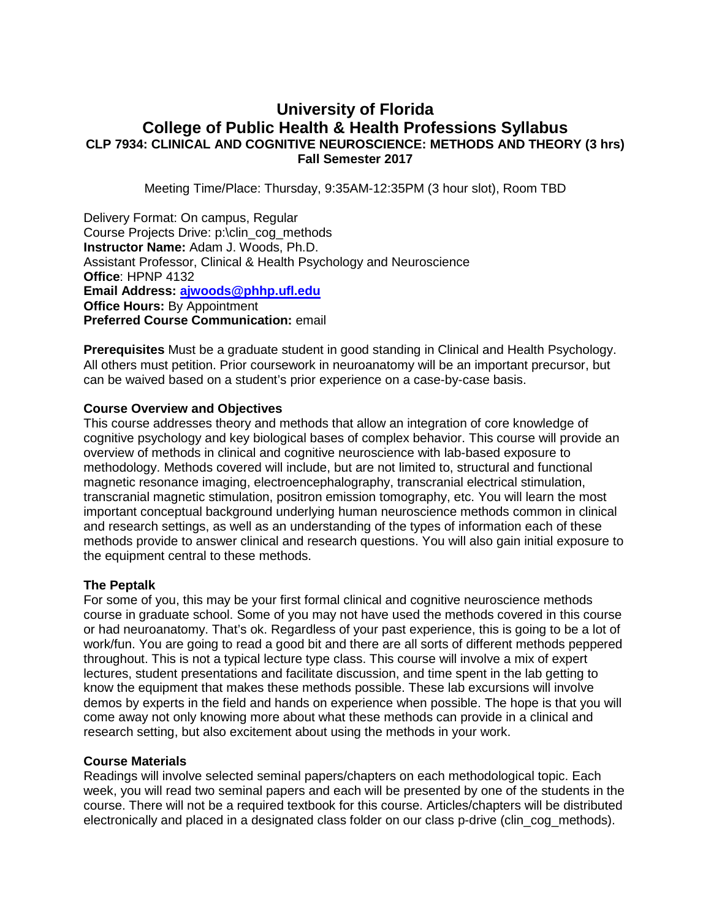# University of Florida
# College of Public Health & Health Professions Syllabus
### CLP 7934: CLINICAL AND COGNITIVE NEUROSCIENCE: METHODS AND THEORY (3 hrs)
### Fall Semester 2017

Meeting Time/Place: Thursday, 9:35AM-12:35PM (3 hour slot), Room TBD

Delivery Format: On campus, Regular
Course Projects Drive: p:\clin_cog_methods
**Instructor Name:** Adam J. Woods, Ph.D.
Assistant Professor, Clinical & Health Psychology and Neuroscience
**Office**: HPNP 4132
**Email Address:** **ajwoods@phhp.ufl.edu**
**Office Hours:** By Appointment
**Preferred Course Communication:** email

**Prerequisites** Must be a graduate student in good standing in Clinical and Health Psychology. All others must petition. Prior coursework in neuroanatomy will be an important precursor, but can be waived based on a student's prior experience on a case-by-case basis.

**Course Overview and Objectives**
This course addresses theory and methods that allow an integration of core knowledge of cognitive psychology and key biological bases of complex behavior. This course will provide an overview of methods in clinical and cognitive neuroscience with lab-based exposure to methodology. Methods covered will include, but are not limited to, structural and functional magnetic resonance imaging, electroencephalography, transcranial electrical stimulation, transcranial magnetic stimulation, positron emission tomography, etc. You will learn the most important conceptual background underlying human neuroscience methods common in clinical and research settings, as well as an understanding of the types of information each of these methods provide to answer clinical and research questions. You will also gain initial exposure to the equipment central to these methods.

**The Peptalk**
For some of you, this may be your first formal clinical and cognitive neuroscience methods course in graduate school. Some of you may not have used the methods covered in this course or had neuroanatomy. That's ok. Regardless of your past experience, this is going to be a lot of work/fun. You are going to read a good bit and there are all sorts of different methods peppered throughout. This is not a typical lecture type class. This course will involve a mix of expert lectures, student presentations and facilitate discussion, and time spent in the lab getting to know the equipment that makes these methods possible. These lab excursions will involve demos by experts in the field and hands on experience when possible. The hope is that you will come away not only knowing more about what these methods can provide in a clinical and research setting, but also excitement about using the methods in your work.

**Course Materials**
Readings will involve selected seminal papers/chapters on each methodological topic. Each week, you will read two seminal papers and each will be presented by one of the students in the course. There will not be a required textbook for this course. Articles/chapters will be distributed electronically and placed in a designated class folder on our class p-drive (clin_cog_methods).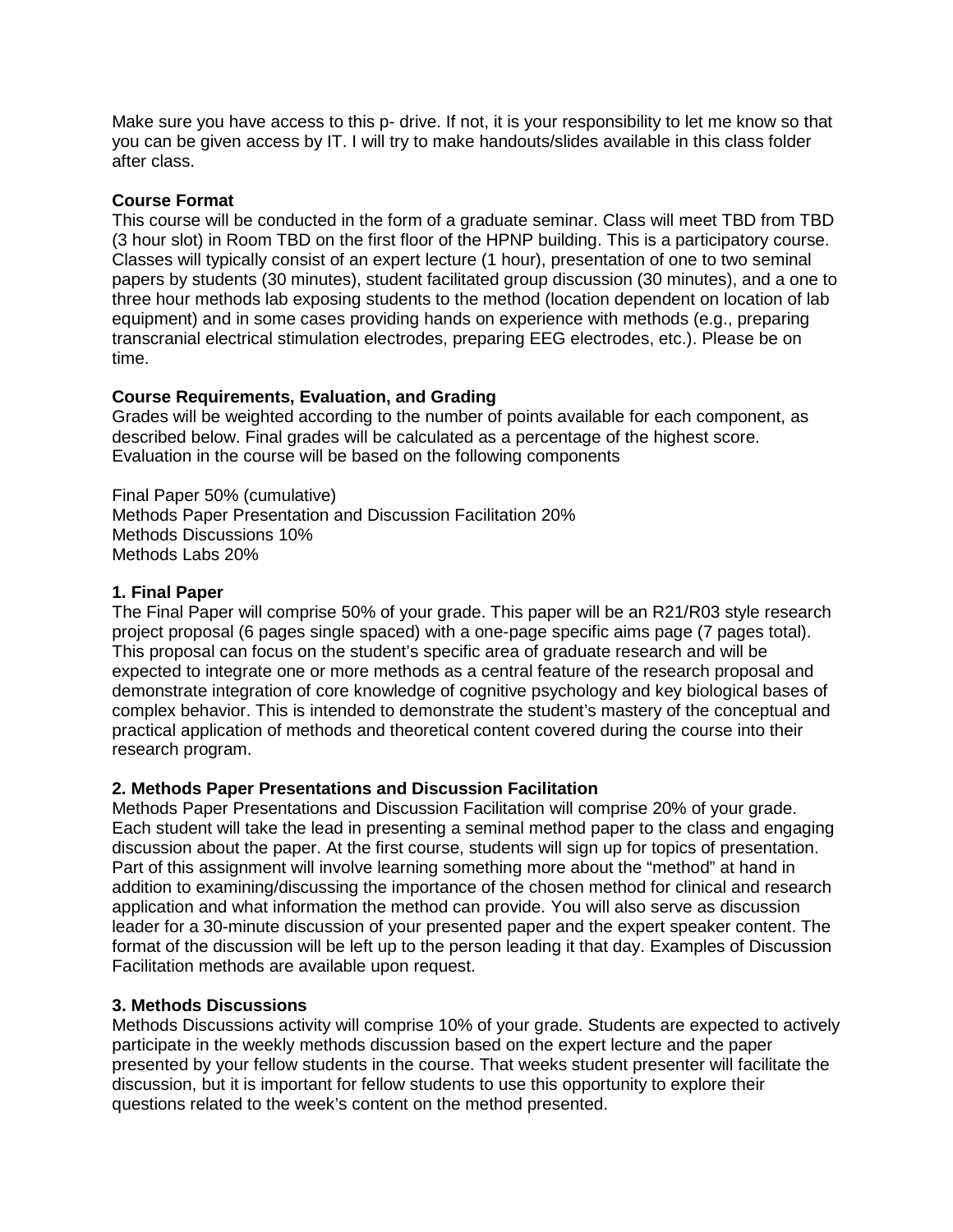Make sure you have access to this p- drive. If not, it is your responsibility to let me know so that you can be given access by IT. I will try to make handouts/slides available in this class folder after class.

**Course Format**

This course will be conducted in the form of a graduate seminar. Class will meet TBD from TBD (3 hour slot) in Room TBD on the first floor of the HPNP building. This is a participatory course. Classes will typically consist of an expert lecture (1 hour), presentation of one to two seminal papers by students (30 minutes), student facilitated group discussion (30 minutes), and a one to three hour methods lab exposing students to the method (location dependent on location of lab equipment) and in some cases providing hands on experience with methods (e.g., preparing transcranial electrical stimulation electrodes, preparing EEG electrodes, etc.). Please be on time.

**Course Requirements, Evaluation, and Grading**

Grades will be weighted according to the number of points available for each component, as described below. Final grades will be calculated as a percentage of the highest score. Evaluation in the course will be based on the following components

Final Paper 50% (cumulative)
Methods Paper Presentation and Discussion Facilitation 20%
Methods Discussions 10%
Methods Labs 20%

**1. Final Paper**

The Final Paper will comprise 50% of your grade. This paper will be an R21/R03 style research project proposal (6 pages single spaced) with a one-page specific aims page (7 pages total). This proposal can focus on the student's specific area of graduate research and will be expected to integrate one or more methods as a central feature of the research proposal and demonstrate integration of core knowledge of cognitive psychology and key biological bases of complex behavior. This is intended to demonstrate the student's mastery of the conceptual and practical application of methods and theoretical content covered during the course into their research program.

**2. Methods Paper Presentations and Discussion Facilitation**

Methods Paper Presentations and Discussion Facilitation will comprise 20% of your grade. Each student will take the lead in presenting a seminal method paper to the class and engaging discussion about the paper. At the first course, students will sign up for topics of presentation. Part of this assignment will involve learning something more about the "method" at hand in addition to examining/discussing the importance of the chosen method for clinical and research application and what information the method can provide. You will also serve as discussion leader for a 30-minute discussion of your presented paper and the expert speaker content. The format of the discussion will be left up to the person leading it that day. Examples of Discussion Facilitation methods are available upon request.

**3. Methods Discussions**

Methods Discussions activity will comprise 10% of your grade. Students are expected to actively participate in the weekly methods discussion based on the expert lecture and the paper presented by your fellow students in the course. That weeks student presenter will facilitate the discussion, but it is important for fellow students to use this opportunity to explore their questions related to the week's content on the method presented.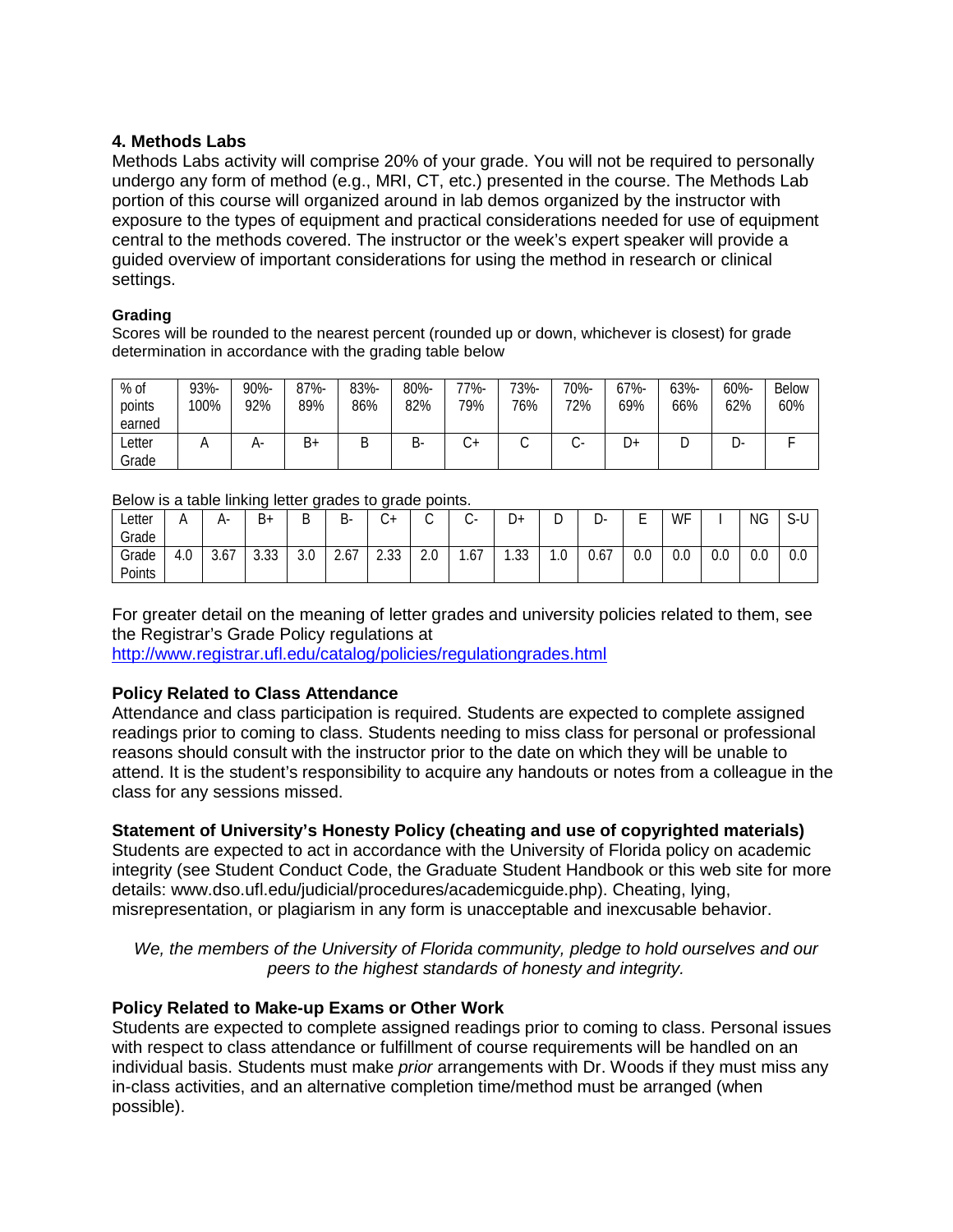### 4. Methods Labs

Methods Labs activity will comprise 20% of your grade. You will not be required to personally undergo any form of method (e.g., MRI, CT, etc.) presented in the course. The Methods Lab portion of this course will organized around in lab demos organized by the instructor with exposure to the types of equipment and practical considerations needed for use of equipment central to the methods covered. The instructor or the week's expert speaker will provide a guided overview of important considerations for using the method in research or clinical settings.

#### Grading

Scores will be rounded to the nearest percent (rounded up or down, whichever is closest) for grade determination in accordance with the grading table below

| % of points earned | 93%-100% | 90%-92% | 87%-89% | 83%-86% | 80%-82% | 77%-79% | 73%-76% | 70%-72% | 67%-69% | 63%-66% | 60%-62% | Below 60% |
|---|---|---|---|---|---|---|---|---|---|---|---|---|
| Letter Grade | A | A- | B+ | B | B- | C+ | C | C- | D+ | D | D- | F |

Below is a table linking letter grades to grade points.

| Letter Grade | A | A- | B+ | B | B- | C+ | C | C- | D+ | D | D- | E | WF | I | NG | S-U |
|---|---|---|---|---|---|---|---|---|---|---|---|---|---|---|---|---|
| Grade Points | 4.0 | 3.67 | 3.33 | 3.0 | 2.67 | 2.33 | 2.0 | 1.67 | 1.33 | 1.0 | 0.67 | 0.0 | 0.0 | 0.0 | 0.0 | 0.0 |

For greater detail on the meaning of letter grades and university policies related to them, see the Registrar's Grade Policy regulations at
http://www.registrar.ufl.edu/catalog/policies/regulationgrades.html

### Policy Related to Class Attendance

Attendance and class participation is required. Students are expected to complete assigned readings prior to coming to class. Students needing to miss class for personal or professional reasons should consult with the instructor prior to the date on which they will be unable to attend. It is the student's responsibility to acquire any handouts or notes from a colleague in the class for any sessions missed.

### Statement of University's Honesty Policy (cheating and use of copyrighted materials)

Students are expected to act in accordance with the University of Florida policy on academic integrity (see Student Conduct Code, the Graduate Student Handbook or this web site for more details: www.dso.ufl.edu/judicial/procedures/academicguide.php). Cheating, lying, misrepresentation, or plagiarism in any form is unacceptable and inexcusable behavior.

*We, the members of the University of Florida community, pledge to hold ourselves and our peers to the highest standards of honesty and integrity.*

### Policy Related to Make-up Exams or Other Work

Students are expected to complete assigned readings prior to coming to class. Personal issues with respect to class attendance or fulfillment of course requirements will be handled on an individual basis. Students must make *prior* arrangements with Dr. Woods if they must miss any in-class activities, and an alternative completion time/method must be arranged (when possible).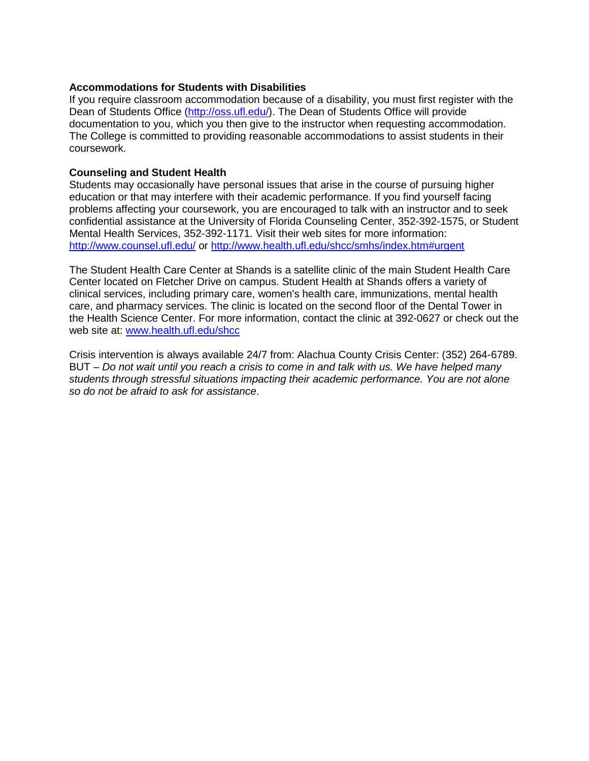**Accommodations for Students with Disabilities**

If you require classroom accommodation because of a disability, you must first register with the Dean of Students Office (http://oss.ufl.edu/). The Dean of Students Office will provide documentation to you, which you then give to the instructor when requesting accommodation. The College is committed to providing reasonable accommodations to assist students in their coursework.

**Counseling and Student Health**

Students may occasionally have personal issues that arise in the course of pursuing higher education or that may interfere with their academic performance. If you find yourself facing problems affecting your coursework, you are encouraged to talk with an instructor and to seek confidential assistance at the University of Florida Counseling Center, 352-392-1575, or Student Mental Health Services, 352-392-1171. Visit their web sites for more information: http://www.counsel.ufl.edu/ or http://www.health.ufl.edu/shcc/smhs/index.htm#urgent

The Student Health Care Center at Shands is a satellite clinic of the main Student Health Care Center located on Fletcher Drive on campus. Student Health at Shands offers a variety of clinical services, including primary care, women's health care, immunizations, mental health care, and pharmacy services. The clinic is located on the second floor of the Dental Tower in the Health Science Center. For more information, contact the clinic at 392-0627 or check out the web site at: www.health.ufl.edu/shcc

Crisis intervention is always available 24/7 from: Alachua County Crisis Center: (352) 264-6789. BUT – *Do not wait until you reach a crisis to come in and talk with us. We have helped many students through stressful situations impacting their academic performance. You are not alone so do not be afraid to ask for assistance*.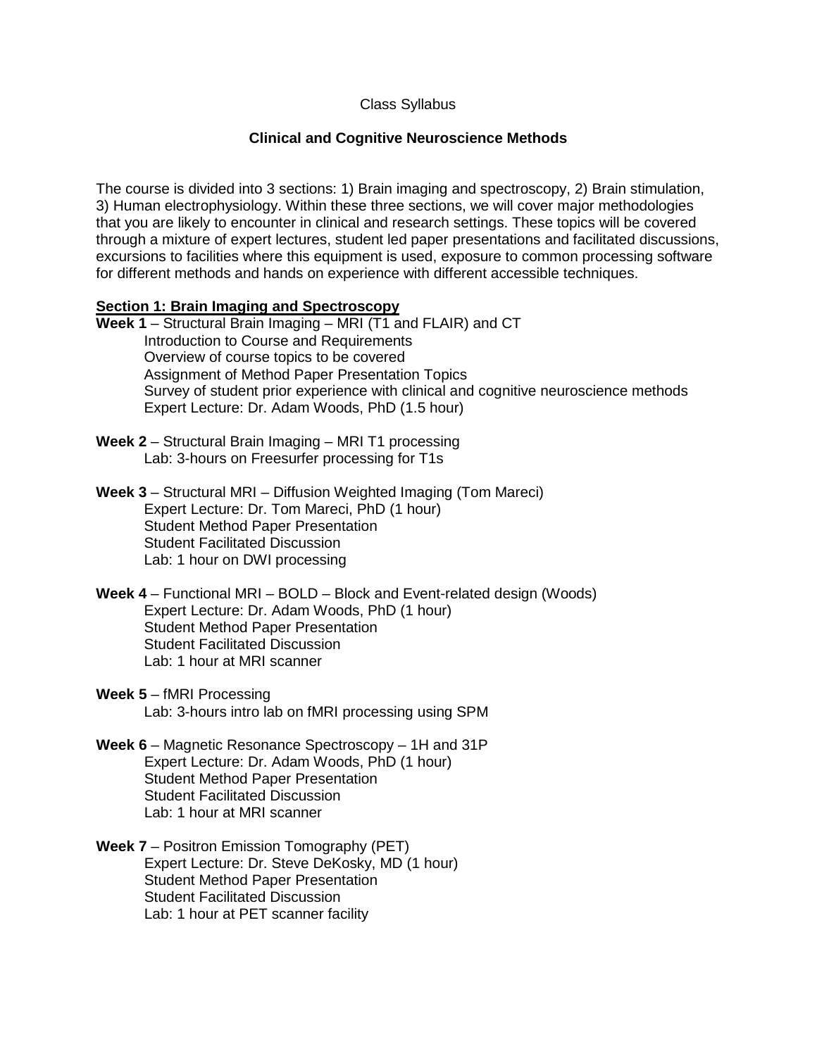Class Syllabus

**Clinical and Cognitive Neuroscience Methods**

The course is divided into 3 sections: 1) Brain imaging and spectroscopy, 2) Brain stimulation, 3) Human electrophysiology. Within these three sections, we will cover major methodologies that you are likely to encounter in clinical and research settings. These topics will be covered through a mixture of expert lectures, student led paper presentations and facilitated discussions, excursions to facilities where this equipment is used, exposure to common processing software for different methods and hands on experience with different accessible techniques.

**Section 1: Brain Imaging and Spectroscopy**

**Week 1** – Structural Brain Imaging – MRI (T1 and FLAIR) and CT
- Introduction to Course and Requirements
- Overview of course topics to be covered
- Assignment of Method Paper Presentation Topics
- Survey of student prior experience with clinical and cognitive neuroscience methods
- Expert Lecture: Dr. Adam Woods, PhD (1.5 hour)

**Week 2** – Structural Brain Imaging – MRI T1 processing
- Lab: 3-hours on Freesurfer processing for T1s

**Week 3** – Structural MRI – Diffusion Weighted Imaging (Tom Mareci)
- Expert Lecture: Dr. Tom Mareci, PhD (1 hour)
- Student Method Paper Presentation
- Student Facilitated Discussion
- Lab: 1 hour on DWI processing

**Week 4** – Functional MRI – BOLD – Block and Event-related design (Woods)
- Expert Lecture: Dr. Adam Woods, PhD (1 hour)
- Student Method Paper Presentation
- Student Facilitated Discussion
- Lab: 1 hour at MRI scanner

**Week 5** – fMRI Processing
- Lab: 3-hours intro lab on fMRI processing using SPM

**Week 6** – Magnetic Resonance Spectroscopy – 1H and 31P
- Expert Lecture: Dr. Adam Woods, PhD (1 hour)
- Student Method Paper Presentation
- Student Facilitated Discussion
- Lab: 1 hour at MRI scanner

**Week 7** – Positron Emission Tomography (PET)
- Expert Lecture: Dr. Steve DeKosky, MD (1 hour)
- Student Method Paper Presentation
- Student Facilitated Discussion
- Lab: 1 hour at PET scanner facility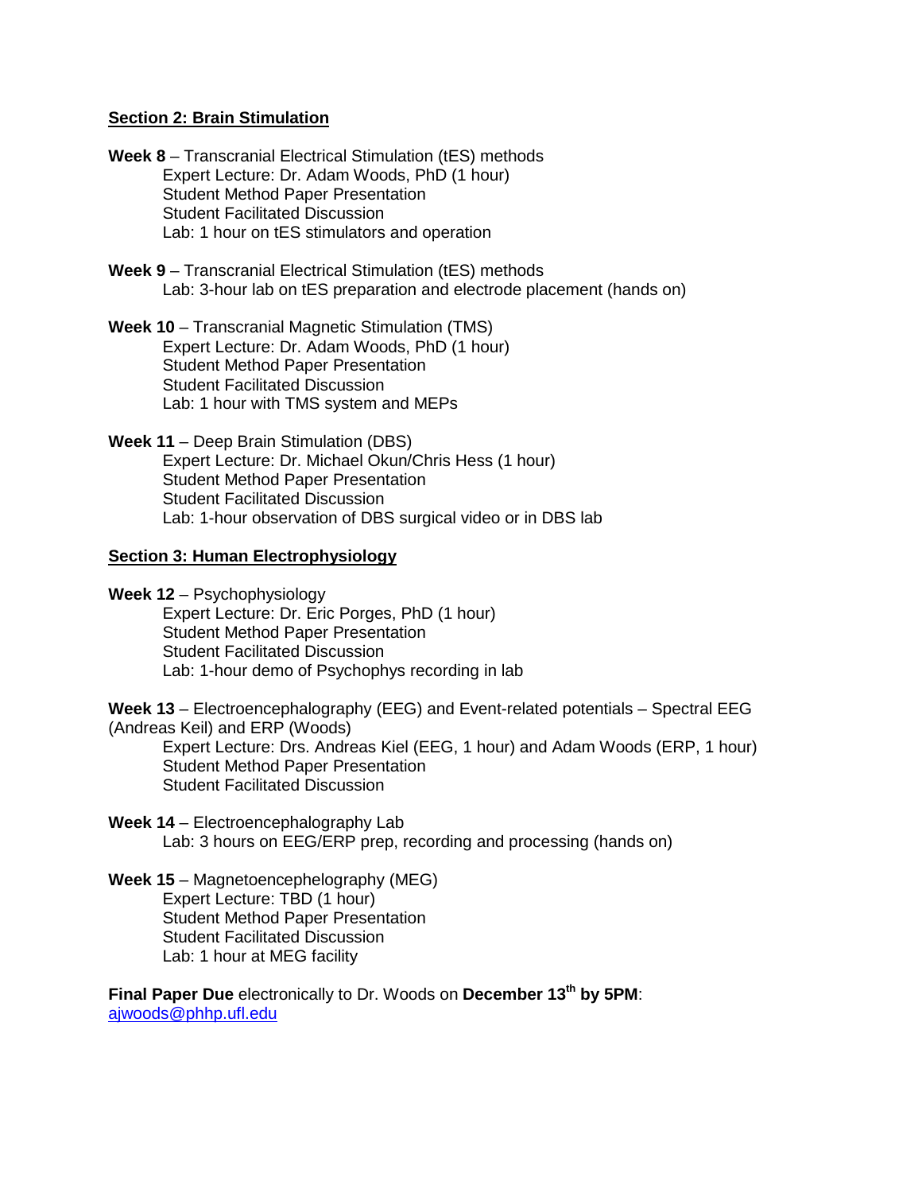**<u>Section 2: Brain Stimulation</u>**

**Week 8** – Transcranial Electrical Stimulation (tES) methods
- Expert Lecture: Dr. Adam Woods, PhD (1 hour)
- Student Method Paper Presentation
- Student Facilitated Discussion
- Lab: 1 hour on tES stimulators and operation

**Week 9** – Transcranial Electrical Stimulation (tES) methods
- Lab: 3-hour lab on tES preparation and electrode placement (hands on)

**Week 10** – Transcranial Magnetic Stimulation (TMS)
- Expert Lecture: Dr. Adam Woods, PhD (1 hour)
- Student Method Paper Presentation
- Student Facilitated Discussion
- Lab: 1 hour with TMS system and MEPs

**Week 11** – Deep Brain Stimulation (DBS)
- Expert Lecture: Dr. Michael Okun/Chris Hess (1 hour)
- Student Method Paper Presentation
- Student Facilitated Discussion
- Lab: 1-hour observation of DBS surgical video or in DBS lab

**<u>Section 3: Human Electrophysiology</u>**

**Week 12** – Psychophysiology
- Expert Lecture: Dr. Eric Porges, PhD (1 hour)
- Student Method Paper Presentation
- Student Facilitated Discussion
- Lab: 1-hour demo of Psychophys recording in lab

**Week 13** – Electroencephalography (EEG) and Event-related potentials – Spectral EEG (Andreas Keil) and ERP (Woods)
- Expert Lecture: Drs. Andreas Kiel (EEG, 1 hour) and Adam Woods (ERP, 1 hour)
- Student Method Paper Presentation
- Student Facilitated Discussion

**Week 14** – Electroencephalography Lab
- Lab: 3 hours on EEG/ERP prep, recording and processing (hands on)

**Week 15** – Magnetoencephelography (MEG)
- Expert Lecture: TBD (1 hour)
- Student Method Paper Presentation
- Student Facilitated Discussion
- Lab: 1 hour at MEG facility

**Final Paper Due** electronically to Dr. Woods on **December 13th by 5PM**: ajwoods@phhp.ufl.edu